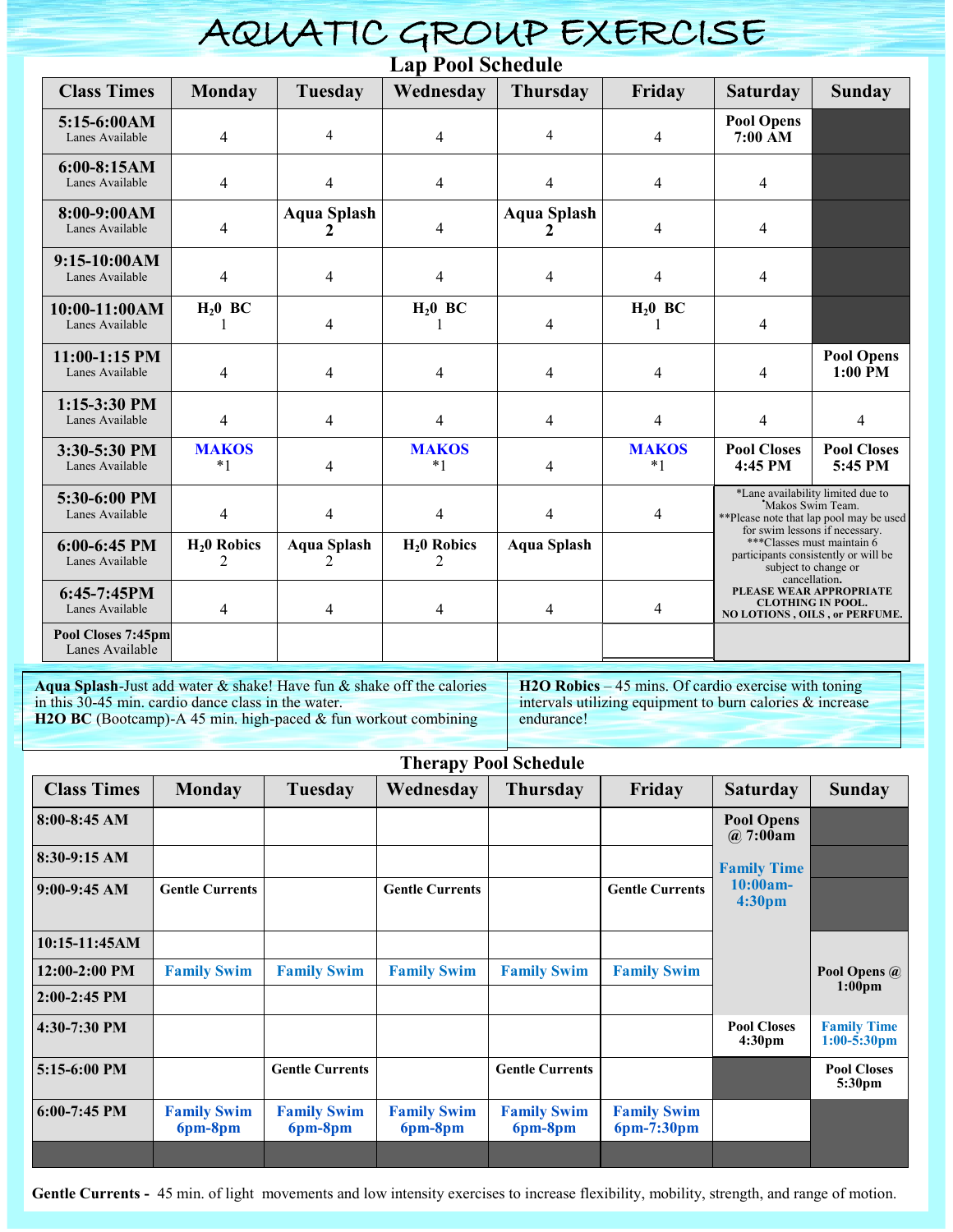# AQUATIC GROUP EXERCISE

## Lap Pool Schedule

| Class Times | Monday | Tuesday | Wednesday | Thursday | Friday | Saturday | Sunday |
|---|---|---|---|---|---|---|---|
| **5:15-6:00AM** Lanes Available | 4 | 4 | 4 | 4 | 4 | **Pool Opens 7:00 AM** | |
| **6:00-8:15AM** Lanes Available | 4 | 4 | 4 | 4 | 4 | 4 | |
| **8:00-9:00AM** Lanes Available | 4 | **Aqua Splash 2** | 4 | **Aqua Splash 2** | 4 | 4 | |
| **9:15-10:00AM** Lanes Available | 4 | 4 | 4 | 4 | 4 | 4 | |
| **10:00-11:00AM** Lanes Available | **$H_20$ BC** 1 | 4 | **$H_20$ BC** 1 | 4 | **$H_20$ BC** 1 | 4 | |
| **11:00-1:15 PM** Lanes Available | 4 | 4 | 4 | 4 | 4 | 4 | **Pool Opens 1:00 PM** |
| **1:15-3:30 PM** Lanes Available | 4 | 4 | 4 | 4 | 4 | 4 | 4 |
| **3:30-5:30 PM** Lanes Available | **MAKOS** *1 | 4 | **MAKOS** *1 | 4 | **MAKOS** *1 | **Pool Closes 4:45 PM** | **Pool Closes 5:45 PM** |
| **5:30-6:00 PM** Lanes Available | 4 | 4 | 4 | 4 | 4 | | |
| **6:00-6:45 PM** Lanes Available | **$H_20$ Robics** 2 | **Aqua Splash** 2 | **$H_20$ Robics** 2 | **Aqua Splash** | | | |
| **6:45-7:45PM** Lanes Available | 4 | 4 | 4 | 4 | 4 | | |
| **Pool Closes 7:45pm** Lanes Available | | | | | | | |

*Lane availability limited due to *Makos Swim Team.
**Please note that lap pool may be used for swim lessons if necessary.
***Classes must maintain 6 participants consistently or will be subject to change or cancellation.
**PLEASE WEAR APPROPRIATE CLOTHING IN POOL. NO LOTIONS , OILS , or PERFUME.**

**Aqua Splash**-Just add water & shake! Have fun & shake off the calories in this 30-45 min. cardio dance class in the water.
**H2O BC** (Bootcamp)-A 45 min. high-paced & fun workout combining

**H2O Robics** – 45 mins. Of cardio exercise with toning intervals utilizing equipment to burn calories & increase endurance!

## Therapy Pool Schedule

| Class Times | Monday | Tuesday | Wednesday | Thursday | Friday | Saturday | Sunday |
|---|---|---|---|---|---|---|---|
| **8:00-8:45 AM** | | | | | | **Pool Opens @ 7:00am** | |
| **8:30-9:15 AM** | | | | | | **Family Time 10:00am-4:30pm** | |
| **9:00-9:45 AM** | **Gentle Currents** | | **Gentle Currents** | | **Gentle Currents** | | |
| **10:15-11:45AM** | | | | | | | |
| **12:00-2:00 PM** | **Family Swim** | **Family Swim** | **Family Swim** | **Family Swim** | **Family Swim** | | **Pool Opens @ 1:00pm** |
| **2:00-2:45 PM** | | | | | | | |
| **4:30-7:30 PM** | | | | | | **Pool Closes 4:30pm** | **Family Time 1:00-5:30pm** |
| **5:15-6:00 PM** | | **Gentle Currents** | | **Gentle Currents** | | | **Pool Closes 5:30pm** |
| **6:00-7:45 PM** | **Family Swim 6pm-8pm** | **Family Swim 6pm-8pm** | **Family Swim 6pm-8pm** | **Family Swim 6pm-8pm** | **Family Swim 6pm-7:30pm** | | |

**Gentle Currents -** 45 min. of light movements and low intensity exercises to increase flexibility, mobility, strength, and range of motion.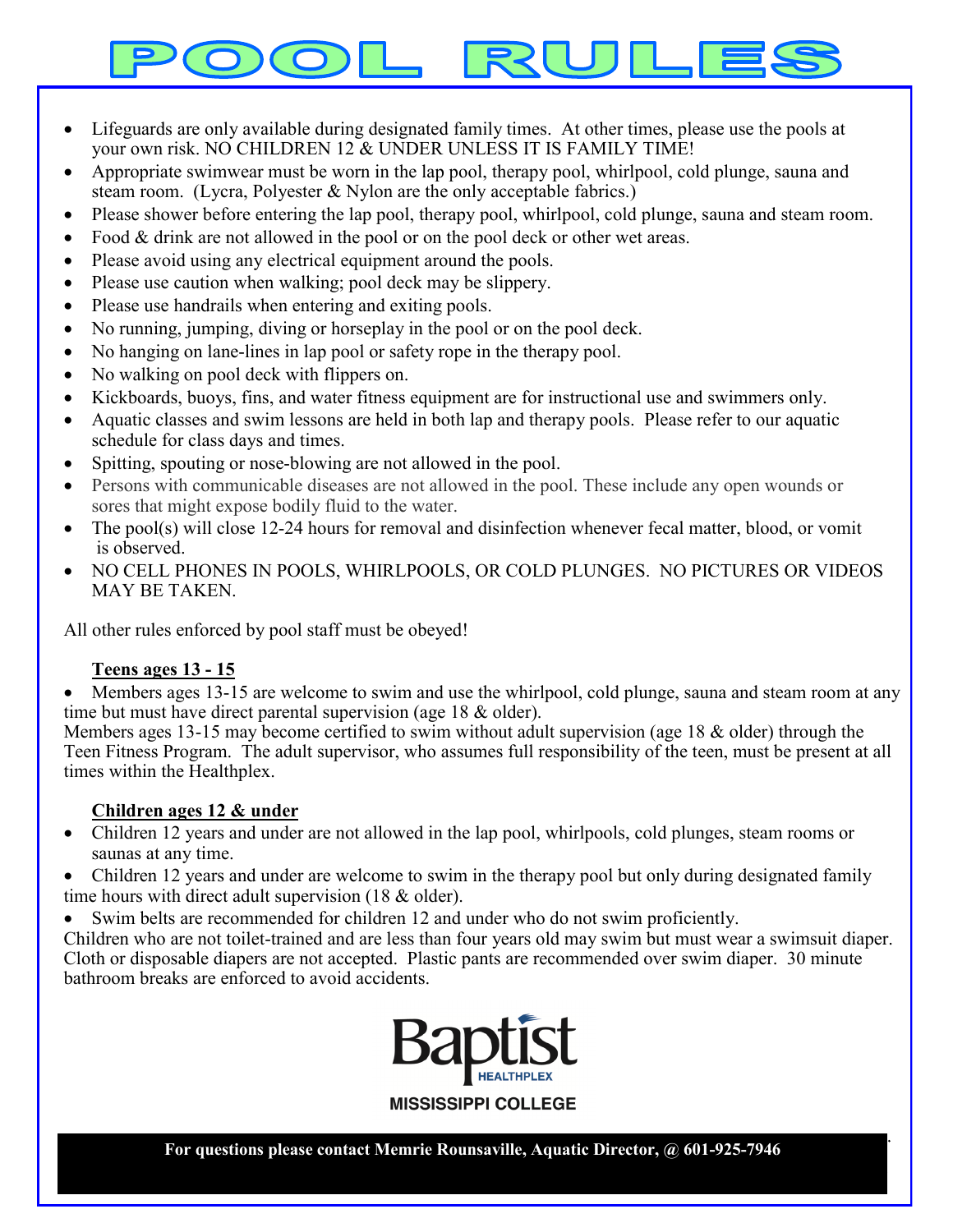# POOL RULES

- Lifeguards are only available during designated family times. At other times, please use the pools at your own risk. NO CHILDREN 12 & UNDER UNLESS IT IS FAMILY TIME!
- Appropriate swimwear must be worn in the lap pool, therapy pool, whirlpool, cold plunge, sauna and steam room. (Lycra, Polyester & Nylon are the only acceptable fabrics.)
- Please shower before entering the lap pool, therapy pool, whirlpool, cold plunge, sauna and steam room.
- Food & drink are not allowed in the pool or on the pool deck or other wet areas.
- Please avoid using any electrical equipment around the pools.
- Please use caution when walking; pool deck may be slippery.
- Please use handrails when entering and exiting pools.
- No running, jumping, diving or horseplay in the pool or on the pool deck.
- No hanging on lane-lines in lap pool or safety rope in the therapy pool.
- No walking on pool deck with flippers on.
- Kickboards, buoys, fins, and water fitness equipment are for instructional use and swimmers only.
- Aquatic classes and swim lessons are held in both lap and therapy pools. Please refer to our aquatic schedule for class days and times.
- Spitting, spouting or nose-blowing are not allowed in the pool.
- Persons with communicable diseases are not allowed in the pool. These include any open wounds or sores that might expose bodily fluid to the water.
- The pool(s) will close 12-24 hours for removal and disinfection whenever fecal matter, blood, or vomit is observed.
- NO CELL PHONES IN POOLS, WHIRLPOOLS, OR COLD PLUNGES. NO PICTURES OR VIDEOS MAY BE TAKEN.

All other rules enforced by pool staff must be obeyed!

**Teens ages 13 - 15**

- Members ages 13-15 are welcome to swim and use the whirlpool, cold plunge, sauna and steam room at any time but must have direct parental supervision (age 18 & older).

Members ages 13-15 may become certified to swim without adult supervision (age 18 & older) through the Teen Fitness Program. The adult supervisor, who assumes full responsibility of the teen, must be present at all times within the Healthplex.

**Children ages 12 & under**

- Children 12 years and under are not allowed in the lap pool, whirlpools, cold plunges, steam rooms or saunas at any time.
- Children 12 years and under are welcome to swim in the therapy pool but only during designated family time hours with direct adult supervision (18 & older).
- Swim belts are recommended for children 12 and under who do not swim proficiently.

Children who are not toilet-trained and are less than four years old may swim but must wear a swimsuit diaper. Cloth or disposable diapers are not accepted. Plastic pants are recommended over swim diaper. 30 minute bathroom breaks are enforced to avoid accidents.

Baptist HEALTHPLEX
MISSISSIPPI COLLEGE

**For questions please contact Memrie Rounsaville, Aquatic Director, @ 601-925-7946**